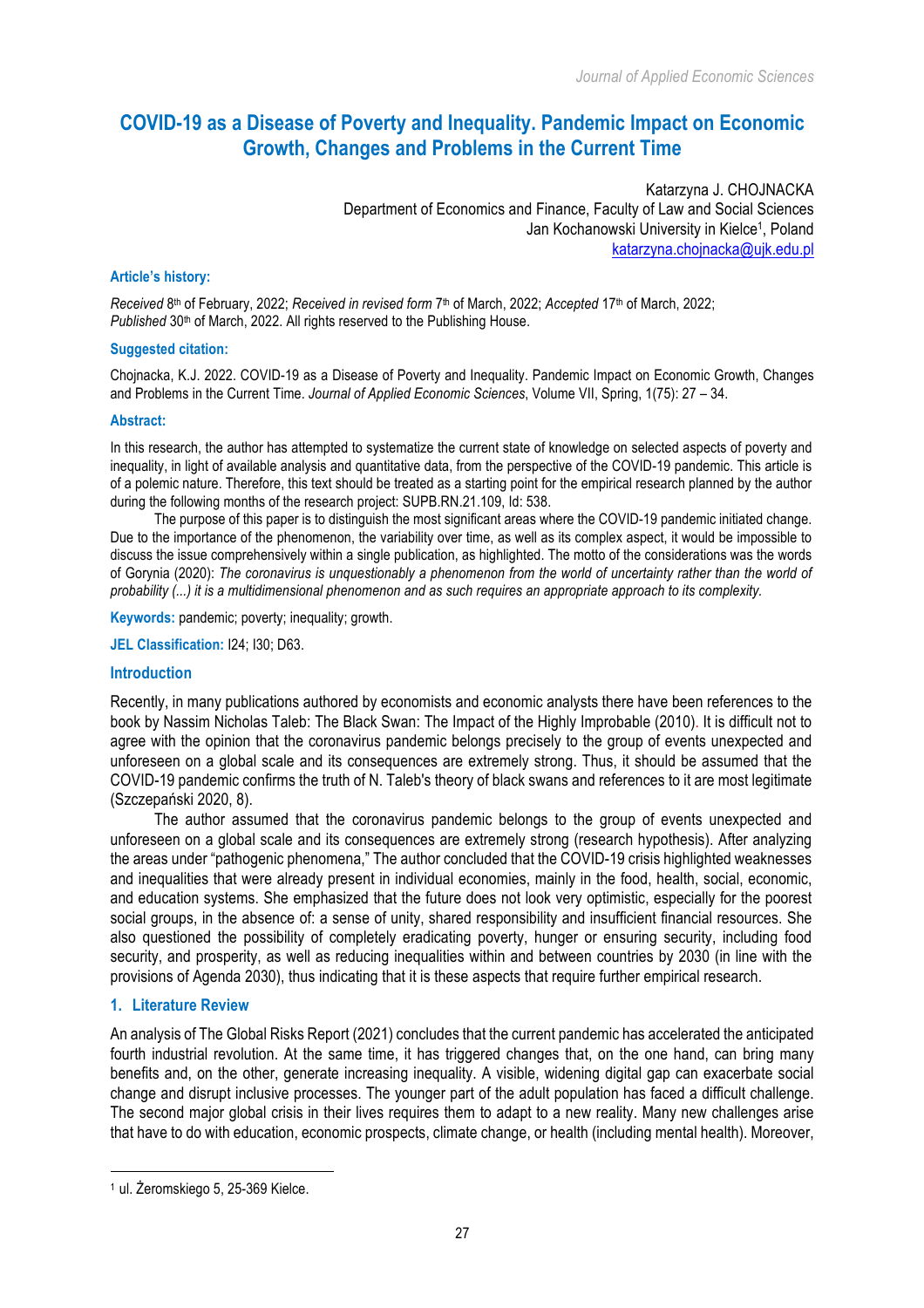# COVID-19 as a Disease of Poverty and Inequality. Pandemic Impact on Economic Growth, Changes and Problems in the Current Time

Katarzyna J. CHOJNACKA
Department of Economics and Finance, Faculty of Law and Social Sciences
Jan Kochanowski University in Kielce[1], Poland
katarzyna.chojnacka@ujk.edu.pl

**Article's history:**

*Received* 8th of February, 2022; *Received in revised form* 7th of March, 2022; *Accepted* 17th of March, 2022; *Published* 30th of March, 2022. All rights reserved to the Publishing House.

**Suggested citation:**

Chojnacka, K.J. 2022. COVID-19 as a Disease of Poverty and Inequality. Pandemic Impact on Economic Growth, Changes and Problems in the Current Time. *Journal of Applied Economic Sciences*, Volume VII, Spring, 1(75): 27 – 34.

**Abstract:**

In this research, the author has attempted to systematize the current state of knowledge on selected aspects of poverty and inequality, in light of available analysis and quantitative data, from the perspective of the COVID-19 pandemic. This article is of a polemic nature. Therefore, this text should be treated as a starting point for the empirical research planned by the author during the following months of the research project: SUPB.RN.21.109, Id: 538.

The purpose of this paper is to distinguish the most significant areas where the COVID-19 pandemic initiated change. Due to the importance of the phenomenon, the variability over time, as well as its complex aspect, it would be impossible to discuss the issue comprehensively within a single publication, as highlighted. The motto of the considerations was the words of Gorynia (2020): *The coronavirus is unquestionably a phenomenon from the world of uncertainty rather than the world of probability (...) it is a multidimensional phenomenon and as such requires an appropriate approach to its complexity.*

**Keywords:** pandemic; poverty; inequality; growth.

**JEL Classification:** I24; I30; D63.

## Introduction

Recently, in many publications authored by economists and economic analysts there have been references to the book by Nassim Nicholas Taleb: The Black Swan: The Impact of the Highly Improbable (2010). It is difficult not to agree with the opinion that the coronavirus pandemic belongs precisely to the group of events unexpected and unforeseen on a global scale and its consequences are extremely strong. Thus, it should be assumed that the COVID-19 pandemic confirms the truth of N. Taleb's theory of black swans and references to it are most legitimate (Szczepański 2020, 8).

The author assumed that the coronavirus pandemic belongs to the group of events unexpected and unforeseen on a global scale and its consequences are extremely strong (research hypothesis). After analyzing the areas under "pathogenic phenomena," The author concluded that the COVID-19 crisis highlighted weaknesses and inequalities that were already present in individual economies, mainly in the food, health, social, economic, and education systems. She emphasized that the future does not look very optimistic, especially for the poorest social groups, in the absence of: a sense of unity, shared responsibility and insufficient financial resources. She also questioned the possibility of completely eradicating poverty, hunger or ensuring security, including food security, and prosperity, as well as reducing inequalities within and between countries by 2030 (in line with the provisions of Agenda 2030), thus indicating that it is these aspects that require further empirical research.

## 1. Literature Review

An analysis of The Global Risks Report (2021) concludes that the current pandemic has accelerated the anticipated fourth industrial revolution. At the same time, it has triggered changes that, on the one hand, can bring many benefits and, on the other, generate increasing inequality. A visible, widening digital gap can exacerbate social change and disrupt inclusive processes. The younger part of the adult population has faced a difficult challenge. The second major global crisis in their lives requires them to adapt to a new reality. Many new challenges arise that have to do with education, economic prospects, climate change, or health (including mental health). Moreover,

---

[1] ul. Żeromskiego 5, 25-369 Kielce.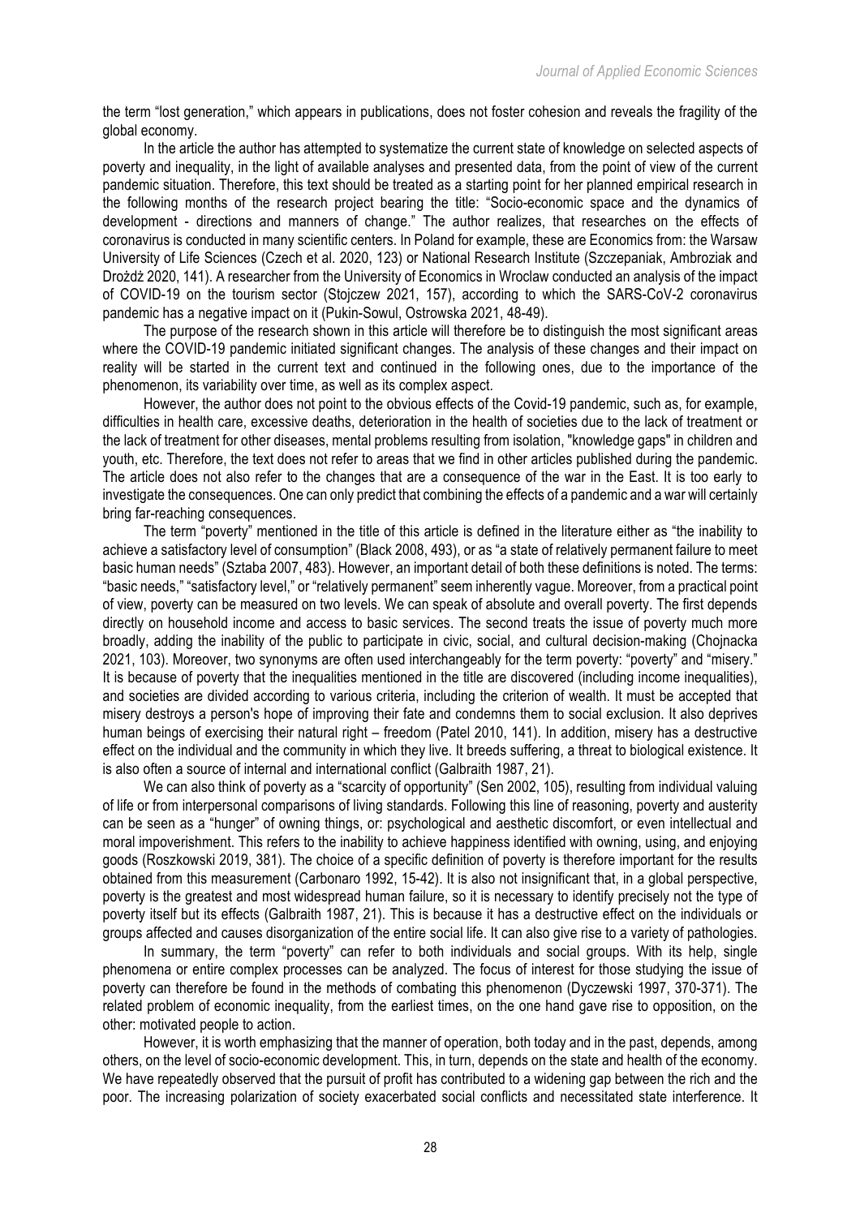the term "lost generation," which appears in publications, does not foster cohesion and reveals the fragility of the global economy.

In the article the author has attempted to systematize the current state of knowledge on selected aspects of poverty and inequality, in the light of available analyses and presented data, from the point of view of the current pandemic situation. Therefore, this text should be treated as a starting point for her planned empirical research in the following months of the research project bearing the title: "Socio-economic space and the dynamics of development - directions and manners of change." The author realizes, that researches on the effects of coronavirus is conducted in many scientific centers. In Poland for example, these are Economics from: the Warsaw University of Life Sciences (Czech et al. 2020, 123) or National Research Institute (Szczepaniak, Ambroziak and Drożdż 2020, 141). A researcher from the University of Economics in Wroclaw conducted an analysis of the impact of COVID-19 on the tourism sector (Stojczew 2021, 157), according to which the SARS-CoV-2 coronavirus pandemic has a negative impact on it (Pukin-Sowul, Ostrowska 2021, 48-49).

The purpose of the research shown in this article will therefore be to distinguish the most significant areas where the COVID-19 pandemic initiated significant changes. The analysis of these changes and their impact on reality will be started in the current text and continued in the following ones, due to the importance of the phenomenon, its variability over time, as well as its complex aspect.

However, the author does not point to the obvious effects of the Covid-19 pandemic, such as, for example, difficulties in health care, excessive deaths, deterioration in the health of societies due to the lack of treatment or the lack of treatment for other diseases, mental problems resulting from isolation, "knowledge gaps" in children and youth, etc. Therefore, the text does not refer to areas that we find in other articles published during the pandemic. The article does not also refer to the changes that are a consequence of the war in the East. It is too early to investigate the consequences. One can only predict that combining the effects of a pandemic and a war will certainly bring far-reaching consequences.

The term "poverty" mentioned in the title of this article is defined in the literature either as "the inability to achieve a satisfactory level of consumption" (Black 2008, 493), or as "a state of relatively permanent failure to meet basic human needs" (Sztaba 2007, 483). However, an important detail of both these definitions is noted. The terms: "basic needs," "satisfactory level," or "relatively permanent" seem inherently vague. Moreover, from a practical point of view, poverty can be measured on two levels. We can speak of absolute and overall poverty. The first depends directly on household income and access to basic services. The second treats the issue of poverty much more broadly, adding the inability of the public to participate in civic, social, and cultural decision-making (Chojnacka 2021, 103). Moreover, two synonyms are often used interchangeably for the term poverty: "poverty" and "misery." It is because of poverty that the inequalities mentioned in the title are discovered (including income inequalities), and societies are divided according to various criteria, including the criterion of wealth. It must be accepted that misery destroys a person's hope of improving their fate and condemns them to social exclusion. It also deprives human beings of exercising their natural right – freedom (Patel 2010, 141). In addition, misery has a destructive effect on the individual and the community in which they live. It breeds suffering, a threat to biological existence. It is also often a source of internal and international conflict (Galbraith 1987, 21).

We can also think of poverty as a "scarcity of opportunity" (Sen 2002, 105), resulting from individual valuing of life or from interpersonal comparisons of living standards. Following this line of reasoning, poverty and austerity can be seen as a "hunger" of owning things, or: psychological and aesthetic discomfort, or even intellectual and moral impoverishment. This refers to the inability to achieve happiness identified with owning, using, and enjoying goods (Roszkowski 2019, 381). The choice of a specific definition of poverty is therefore important for the results obtained from this measurement (Carbonaro 1992, 15-42). It is also not insignificant that, in a global perspective, poverty is the greatest and most widespread human failure, so it is necessary to identify precisely not the type of poverty itself but its effects (Galbraith 1987, 21). This is because it has a destructive effect on the individuals or groups affected and causes disorganization of the entire social life. It can also give rise to a variety of pathologies.

In summary, the term "poverty" can refer to both individuals and social groups. With its help, single phenomena or entire complex processes can be analyzed. The focus of interest for those studying the issue of poverty can therefore be found in the methods of combating this phenomenon (Dyczewski 1997, 370-371). The related problem of economic inequality, from the earliest times, on the one hand gave rise to opposition, on the other: motivated people to action.

However, it is worth emphasizing that the manner of operation, both today and in the past, depends, among others, on the level of socio-economic development. This, in turn, depends on the state and health of the economy. We have repeatedly observed that the pursuit of profit has contributed to a widening gap between the rich and the poor. The increasing polarization of society exacerbated social conflicts and necessitated state interference. It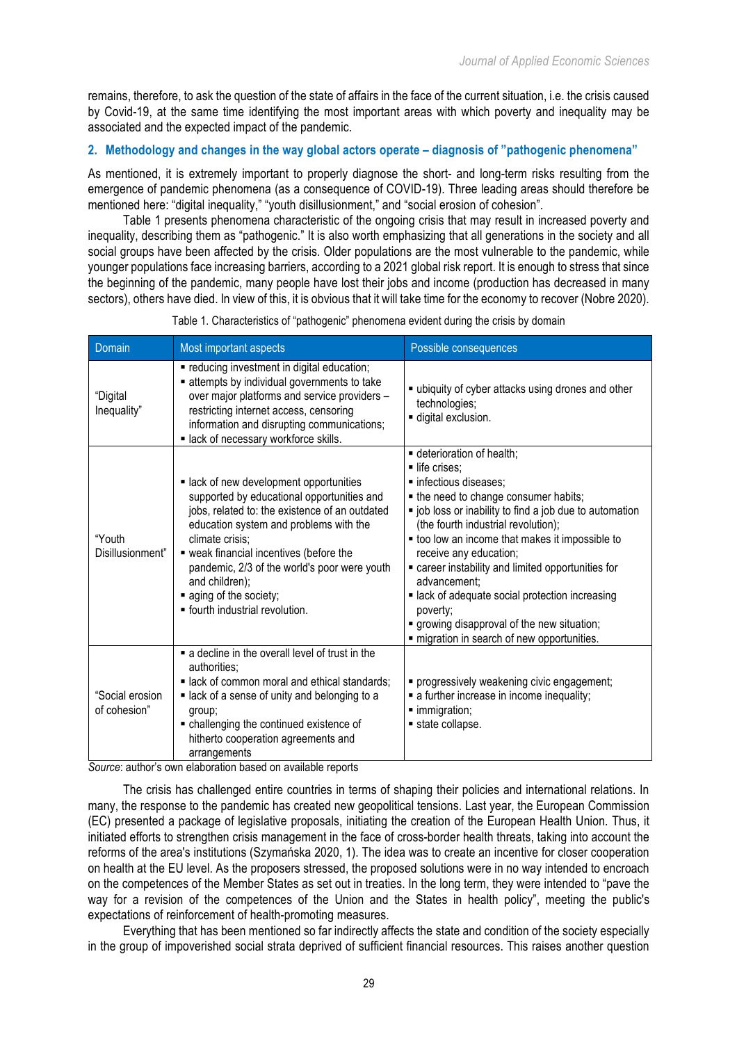remains, therefore, to ask the question of the state of affairs in the face of the current situation, i.e. the crisis caused by Covid-19, at the same time identifying the most important areas with which poverty and inequality may be associated and the expected impact of the pandemic.

## 2. Methodology and changes in the way global actors operate – diagnosis of "pathogenic phenomena"

As mentioned, it is extremely important to properly diagnose the short- and long-term risks resulting from the emergence of pandemic phenomena (as a consequence of COVID-19). Three leading areas should therefore be mentioned here: "digital inequality," "youth disillusionment," and "social erosion of cohesion".

Table 1 presents phenomena characteristic of the ongoing crisis that may result in increased poverty and inequality, describing them as "pathogenic." It is also worth emphasizing that all generations in the society and all social groups have been affected by the crisis. Older populations are the most vulnerable to the pandemic, while younger populations face increasing barriers, according to a 2021 global risk report. It is enough to stress that since the beginning of the pandemic, many people have lost their jobs and income (production has decreased in many sectors), others have died. In view of this, it is obvious that it will take time for the economy to recover (Nobre 2020).

Table 1. Characteristics of "pathogenic" phenomena evident during the crisis by domain

| Domain | Most important aspects | Possible consequences |
|---|---|---|
| "Digital Inequality" | ▪ reducing investment in digital education;<br>▪ attempts by individual governments to take over major platforms and service providers – restricting internet access, censoring information and disrupting communications;<br>▪ lack of necessary workforce skills. | ▪ ubiquity of cyber attacks using drones and other technologies;<br>▪ digital exclusion. |
| "Youth Disillusionment" | ▪ lack of new development opportunities supported by educational opportunities and jobs, related to: the existence of an outdated education system and problems with the climate crisis;<br>▪ weak financial incentives (before the pandemic, 2/3 of the world's poor were youth and children);<br>▪ aging of the society;<br>▪ fourth industrial revolution. | ▪ deterioration of health;<br>▪ life crises;<br>▪ infectious diseases;<br>▪ the need to change consumer habits;<br>▪ job loss or inability to find a job due to automation (the fourth industrial revolution);<br>▪ too low an income that makes it impossible to receive any education;<br>▪ career instability and limited opportunities for advancement;<br>▪ lack of adequate social protection increasing poverty;<br>▪ growing disapproval of the new situation;<br>▪ migration in search of new opportunities. |
| "Social erosion of cohesion" | ▪ a decline in the overall level of trust in the authorities;<br>▪ lack of common moral and ethical standards;<br>▪ lack of a sense of unity and belonging to a group;<br>▪ challenging the continued existence of hitherto cooperation agreements and arrangements | ▪ progressively weakening civic engagement;<br>▪ a further increase in income inequality;<br>▪ immigration;<br>▪ state collapse. |

*Source*: author's own elaboration based on available reports

The crisis has challenged entire countries in terms of shaping their policies and international relations. In many, the response to the pandemic has created new geopolitical tensions. Last year, the European Commission (EC) presented a package of legislative proposals, initiating the creation of the European Health Union. Thus, it initiated efforts to strengthen crisis management in the face of cross-border health threats, taking into account the reforms of the area's institutions (Szymańska 2020, 1). The idea was to create an incentive for closer cooperation on health at the EU level. As the proposers stressed, the proposed solutions were in no way intended to encroach on the competences of the Member States as set out in treaties. In the long term, they were intended to "pave the way for a revision of the competences of the Union and the States in health policy", meeting the public's expectations of reinforcement of health-promoting measures.

Everything that has been mentioned so far indirectly affects the state and condition of the society especially in the group of impoverished social strata deprived of sufficient financial resources. This raises another question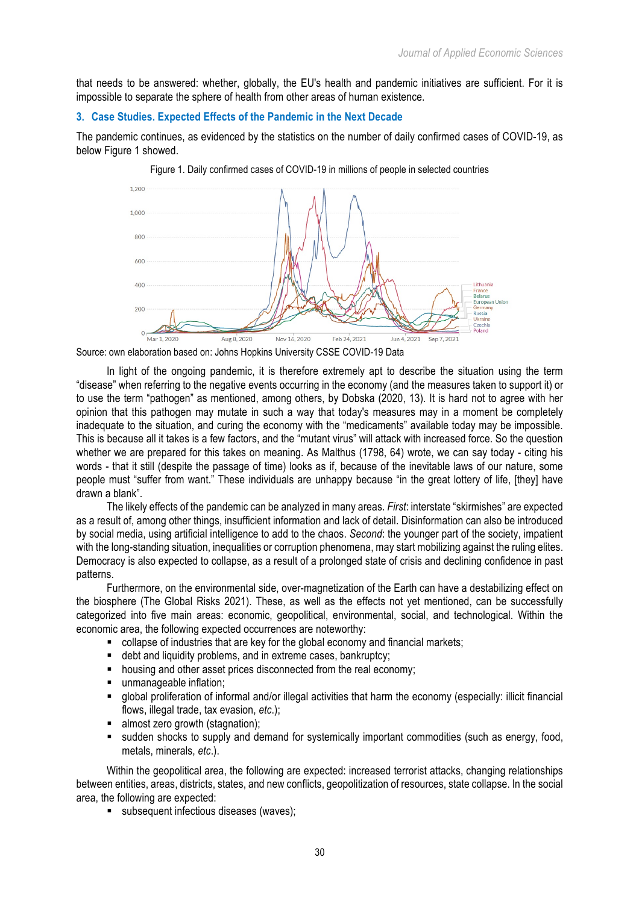that needs to be answered: whether, globally, the EU's health and pandemic initiatives are sufficient. For it is impossible to separate the sphere of health from other areas of human existence.

## 3. Case Studies. Expected Effects of the Pandemic in the Next Decade

The pandemic continues, as evidenced by the statistics on the number of daily confirmed cases of COVID-19, as below Figure 1 showed.

Figure 1. Daily confirmed cases of COVID-19 in millions of people in selected countries

Source: own elaboration based on: Johns Hopkins University CSSE COVID-19 Data

In light of the ongoing pandemic, it is therefore extremely apt to describe the situation using the term "disease" when referring to the negative events occurring in the economy (and the measures taken to support it) or to use the term "pathogen" as mentioned, among others, by Dobska (2020, 13). It is hard not to agree with her opinion that this pathogen may mutate in such a way that today's measures may in a moment be completely inadequate to the situation, and curing the economy with the "medicaments" available today may be impossible. This is because all it takes is a few factors, and the "mutant virus" will attack with increased force. So the question whether we are prepared for this takes on meaning. As Malthus (1798, 64) wrote, we can say today - citing his words - that it still (despite the passage of time) looks as if, because of the inevitable laws of our nature, some people must "suffer from want." These individuals are unhappy because "in the great lottery of life, [they] have drawn a blank".

The likely effects of the pandemic can be analyzed in many areas. *First*: interstate "skirmishes" are expected as a result of, among other things, insufficient information and lack of detail. Disinformation can also be introduced by social media, using artificial intelligence to add to the chaos. *Second*: the younger part of the society, impatient with the long-standing situation, inequalities or corruption phenomena, may start mobilizing against the ruling elites. Democracy is also expected to collapse, as a result of a prolonged state of crisis and declining confidence in past patterns.

Furthermore, on the environmental side, over-magnetization of the Earth can have a destabilizing effect on the biosphere (The Global Risks 2021). These, as well as the effects not yet mentioned, can be successfully categorized into five main areas: economic, geopolitical, environmental, social, and technological. Within the economic area, the following expected occurrences are noteworthy:

- collapse of industries that are key for the global economy and financial markets;
- debt and liquidity problems, and in extreme cases, bankruptcy;
- housing and other asset prices disconnected from the real economy;
- unmanageable inflation;
- global proliferation of informal and/or illegal activities that harm the economy (especially: illicit financial flows, illegal trade, tax evasion, *etc*.);
- almost zero growth (stagnation);
- sudden shocks to supply and demand for systemically important commodities (such as energy, food, metals, minerals, *etc*.).

Within the geopolitical area, the following are expected: increased terrorist attacks, changing relationships between entities, areas, districts, states, and new conflicts, geopolitization of resources, state collapse. In the social area, the following are expected:

- subsequent infectious diseases (waves);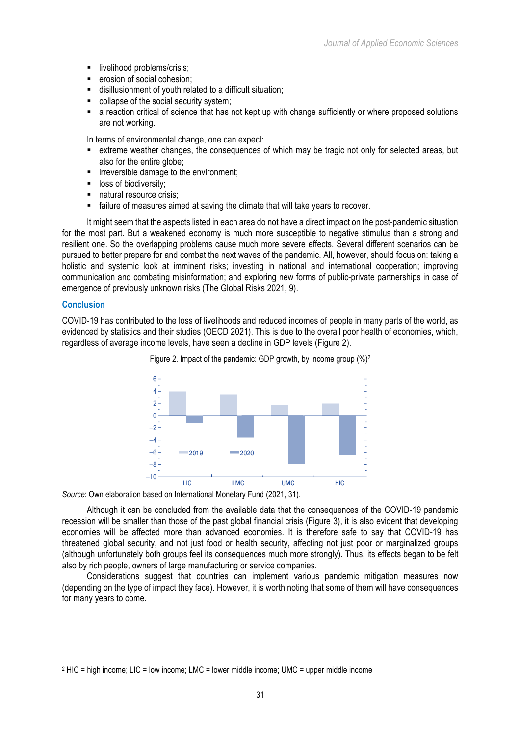- livelihood problems/crisis;
- erosion of social cohesion;
- disillusionment of youth related to a difficult situation;
- collapse of the social security system;
- a reaction critical of science that has not kept up with change sufficiently or where proposed solutions are not working.

In terms of environmental change, one can expect:

- extreme weather changes, the consequences of which may be tragic not only for selected areas, but also for the entire globe;
- irreversible damage to the environment;
- loss of biodiversity;
- natural resource crisis;
- failure of measures aimed at saving the climate that will take years to recover.

It might seem that the aspects listed in each area do not have a direct impact on the post-pandemic situation for the most part. But a weakened economy is much more susceptible to negative stimulus than a strong and resilient one. So the overlapping problems cause much more severe effects. Several different scenarios can be pursued to better prepare for and combat the next waves of the pandemic. All, however, should focus on: taking a holistic and systemic look at imminent risks; investing in national and international cooperation; improving communication and combating misinformation; and exploring new forms of public-private partnerships in case of emergence of previously unknown risks (The Global Risks 2021, 9).

## Conclusion

COVID-19 has contributed to the loss of livelihoods and reduced incomes of people in many parts of the world, as evidenced by statistics and their studies (OECD 2021). This is due to the overall poor health of economies, which, regardless of average income levels, have seen a decline in GDP levels (Figure 2).

Figure 2. Impact of the pandemic: GDP growth, by income group (%)[2]

*Source*: Own elaboration based on International Monetary Fund (2021, 31).

Although it can be concluded from the available data that the consequences of the COVID-19 pandemic recession will be smaller than those of the past global financial crisis (Figure 3), it is also evident that developing economies will be affected more than advanced economies. It is therefore safe to say that COVID-19 has threatened global security, and not just food or health security, affecting not just poor or marginalized groups (although unfortunately both groups feel its consequences much more strongly). Thus, its effects began to be felt also by rich people, owners of large manufacturing or service companies.

Considerations suggest that countries can implement various pandemic mitigation measures now (depending on the type of impact they face). However, it is worth noting that some of them will have consequences for many years to come.

[2] HIC = high income; LIC = low income; LMC = lower middle income; UMC = upper middle income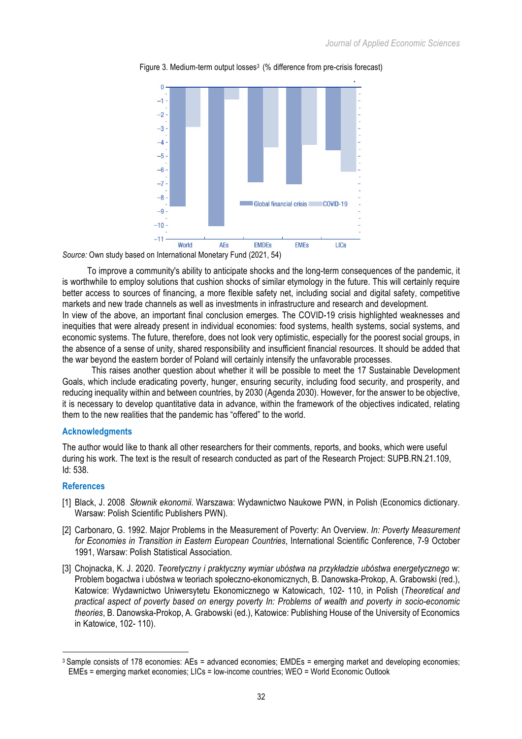Figure 3. Medium-term output losses[3] (% difference from pre-crisis forecast)

Source: Own study based on International Monetary Fund (2021, 54)

To improve a community's ability to anticipate shocks and the long-term consequences of the pandemic, it is worthwhile to employ solutions that cushion shocks of similar etymology in the future. This will certainly require better access to sources of financing, a more flexible safety net, including social and digital safety, competitive markets and new trade channels as well as investments in infrastructure and research and development.

In view of the above, an important final conclusion emerges. The COVID-19 crisis highlighted weaknesses and inequities that were already present in individual economies: food systems, health systems, social systems, and economic systems. The future, therefore, does not look very optimistic, especially for the poorest social groups, in the absence of a sense of unity, shared responsibility and insufficient financial resources. It should be added that the war beyond the eastern border of Poland will certainly intensify the unfavorable processes.

This raises another question about whether it will be possible to meet the 17 Sustainable Development Goals, which include eradicating poverty, hunger, ensuring security, including food security, and prosperity, and reducing inequality within and between countries, by 2030 (Agenda 2030). However, for the answer to be objective, it is necessary to develop quantitative data in advance, within the framework of the objectives indicated, relating them to the new realities that the pandemic has "offered" to the world.

## Acknowledgments

The author would like to thank all other researchers for their comments, reports, and books, which were useful during his work. The text is the result of research conducted as part of the Research Project: SUPB.RN.21.109, Id: 538.

## References

[1] Black, J. 2008. *Słownik ekonomii*. Warszawa: Wydawnictwo Naukowe PWN, in Polish (Economics dictionary. Warsaw: Polish Scientific Publishers PWN).

[2] Carbonaro, G. 1992. Major Problems in the Measurement of Poverty: An Overview. *In: Poverty Measurement for Economies in Transition in Eastern European Countries*, International Scientific Conference, 7-9 October 1991, Warsaw: Polish Statistical Association.

[3] Chojnacka, K. J. 2020. *Teoretyczny i praktyczny wymiar ubóstwa na przykładzie ubóstwa energetycznego* w: Problem bogactwa i ubóstwa w teoriach społeczno-ekonomicznych, B. Danowska-Prokop, A. Grabowski (red.), Katowice: Wydawnictwo Uniwersytetu Ekonomicznego w Katowicach, 102- 110, in Polish (*Theoretical and practical aspect of poverty based on energy poverty In: Problems of wealth and poverty in socio-economic theories*, B. Danowska-Prokop, A. Grabowski (ed.), Katowice: Publishing House of the University of Economics in Katowice, 102- 110).

---

[3] Sample consists of 178 economies: AEs = advanced economies; EMDEs = emerging market and developing economies; EMEs = emerging market economies; LICs = low-income countries; WEO = World Economic Outlook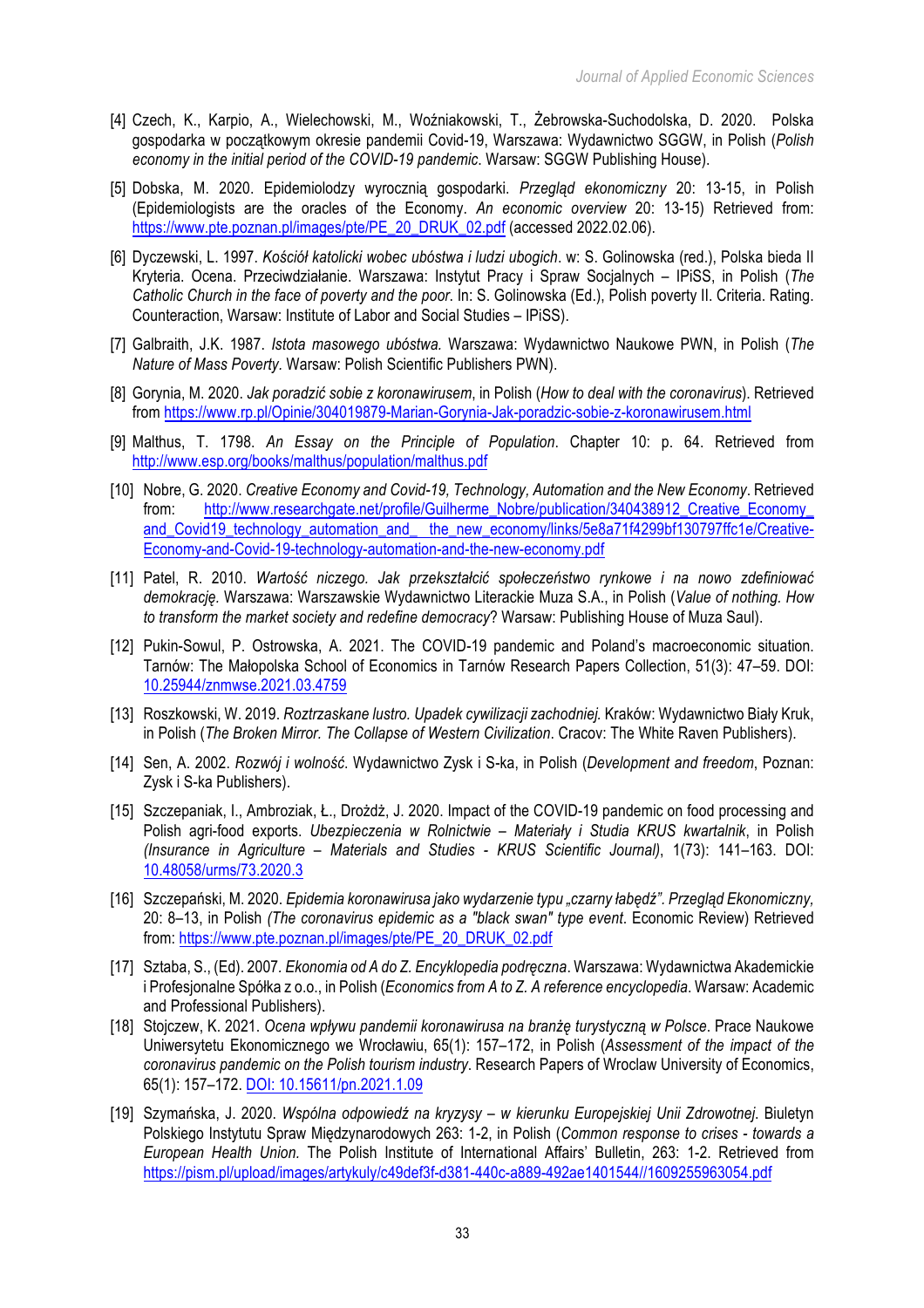[4] Czech, K., Karpio, A., Wielechowski, M., Woźniakowski, T., Żebrowska-Suchodolska, D. 2020. Polska gospodarka w początkowym okresie pandemii Covid-19, Warszawa: Wydawnictwo SGGW, in Polish (*Polish economy in the initial period of the COVID-19 pandemic*. Warsaw: SGGW Publishing House).

[5] Dobska, M. 2020. Epidemiolodzy wyrocznią gospodarki. *Przegląd ekonomiczny* 20: 13-15, in Polish (Epidemiologists are the oracles of the Economy. *An economic overview* 20: 13-15) Retrieved from: https://www.pte.poznan.pl/images/pte/PE_20_DRUK_02.pdf (accessed 2022.02.06).

[6] Dyczewski, L. 1997. *Kościół katolicki wobec ubóstwa i ludzi ubogich*. w: S. Golinowska (red.), Polska bieda II Kryteria. Ocena. Przeciwdziałanie. Warszawa: Instytut Pracy i Spraw Socjalnych – IPiSS, in Polish (*The Catholic Church in the face of poverty and the poor*. In: S. Golinowska (Ed.), Polish poverty II. Criteria. Rating. Counteraction, Warsaw: Institute of Labor and Social Studies – IPiSS).

[7] Galbraith, J.K. 1987. *Istota masowego ubóstwa.* Warszawa: Wydawnictwo Naukowe PWN, in Polish (*The Nature of Mass Poverty.* Warsaw: Polish Scientific Publishers PWN).

[8] Gorynia, M. 2020. *Jak poradzić sobie z koronawirusem*, in Polish (*How to deal with the coronavirus*). Retrieved from https://www.rp.pl/Opinie/304019879-Marian-Gorynia-Jak-poradzic-sobie-z-koronawirusem.html

[9] Malthus, T. 1798. *An Essay on the Principle of Population*. Chapter 10: p. 64. Retrieved from http://www.esp.org/books/malthus/population/malthus.pdf

[10] Nobre, G. 2020. *Creative Economy and Covid-19, Technology, Automation and the New Economy*. Retrieved from: http://www.researchgate.net/profile/Guilherme_Nobre/publication/340438912_Creative_Economy_and_Covid19_technology_automation_and_ the_new_economy/links/5e8a71f4299bf130797ffc1e/Creative-Economy-and-Covid-19-technology-automation-and-the-new-economy.pdf

[11] Patel, R. 2010. *Wartość niczego. Jak przekształcić społeczeństwo rynkowe i na nowo zdefiniować demokrację*. Warszawa: Warszawskie Wydawnictwo Literackie Muza S.A., in Polish (*Value of nothing. How to transform the market society and redefine democracy*? Warsaw: Publishing House of Muza Saul).

[12] Pukin-Sowul, P. Ostrowska, A. 2021. The COVID-19 pandemic and Poland's macroeconomic situation. Tarnów: The Małopolska School of Economics in Tarnów Research Papers Collection, 51(3): 47–59. DOI: 10.25944/znmwse.2021.03.4759

[13] Roszkowski, W. 2019. *Roztrzaskane lustro. Upadek cywilizacji zachodniej.* Kraków: Wydawnictwo Biały Kruk, in Polish (*The Broken Mirror. The Collapse of Western Civilization*. Cracov: The White Raven Publishers).

[14] Sen, A. 2002. *Rozwój i wolność*. Wydawnictwo Zysk i S-ka, in Polish (*Development and freedom*, Poznan: Zysk i S-ka Publishers).

[15] Szczepaniak, I., Ambroziak, Ł., Drożdż, J. 2020. Impact of the COVID-19 pandemic on food processing and Polish agri-food exports. *Ubezpieczenia w Rolnictwie – Materiały i Studia KRUS kwartalnik*, in Polish *(Insurance in Agriculture – Materials and Studies - KRUS Scientific Journal)*, 1(73): 141–163. DOI: 10.48058/urms/73.2020.3

[16] Szczepański, M. 2020. *Epidemia koronawirusa jako wydarzenie typu „czarny łabędź". Przegląd Ekonomiczny,* 20: 8–13, in Polish *(The coronavirus epidemic as a "black swan" type event*. Economic Review) Retrieved from: https://www.pte.poznan.pl/images/pte/PE_20_DRUK_02.pdf

[17] Sztaba, S., (Ed). 2007. *Ekonomia od A do Z. Encyklopedia podręczna*. Warszawa: Wydawnictwa Akademickie i Profesjonalne Spółka z o.o., in Polish (*Economics from A to Z. A reference encyclopedia*. Warsaw: Academic and Professional Publishers).

[18] Stojczew, K. 2021. *Ocena wpływu pandemii koronawirusa na branżę turystyczną w Polsce*. Prace Naukowe Uniwersytetu Ekonomicznego we Wrocławiu, 65(1): 157–172, in Polish (*Assessment of the impact of the coronavirus pandemic on the Polish tourism industry*. Research Papers of Wroclaw University of Economics, 65(1): 157–172. DOI: 10.15611/pn.2021.1.09

[19] Szymańska, J. 2020. *Wspólna odpowiedź na kryzysy – w kierunku Europejskiej Unii Zdrowotnej*. Biuletyn Polskiego Instytutu Spraw Międzynarodowych 263: 1-2, in Polish (*Common response to crises - towards a European Health Union.* The Polish Institute of International Affairs' Bulletin, 263: 1-2. Retrieved from https://pism.pl/upload/images/artykuly/c49def3f-d381-440c-a889-492ae1401544//1609255963054.pdf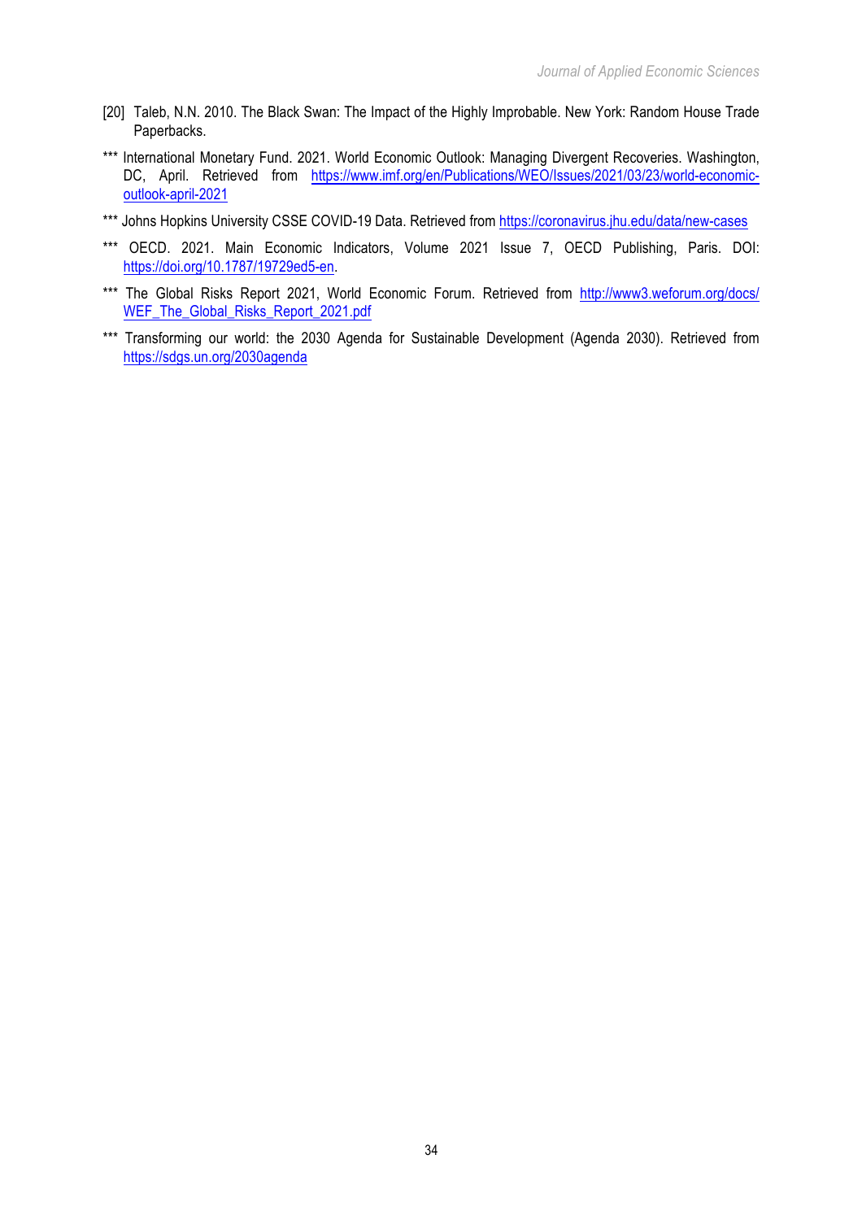[20] Taleb, N.N. 2010. The Black Swan: The Impact of the Highly Improbable. New York: Random House Trade Paperbacks.

*** International Monetary Fund. 2021. World Economic Outlook: Managing Divergent Recoveries. Washington, DC, April. Retrieved from https://www.imf.org/en/Publications/WEO/Issues/2021/03/23/world-economic-outlook-april-2021

*** Johns Hopkins University CSSE COVID-19 Data. Retrieved from https://coronavirus.jhu.edu/data/new-cases

*** OECD. 2021. Main Economic Indicators, Volume 2021 Issue 7, OECD Publishing, Paris. DOI: https://doi.org/10.1787/19729ed5-en.

*** The Global Risks Report 2021, World Economic Forum. Retrieved from http://www3.weforum.org/docs/WEF_The_Global_Risks_Report_2021.pdf

*** Transforming our world: the 2030 Agenda for Sustainable Development (Agenda 2030). Retrieved from https://sdgs.un.org/2030agenda